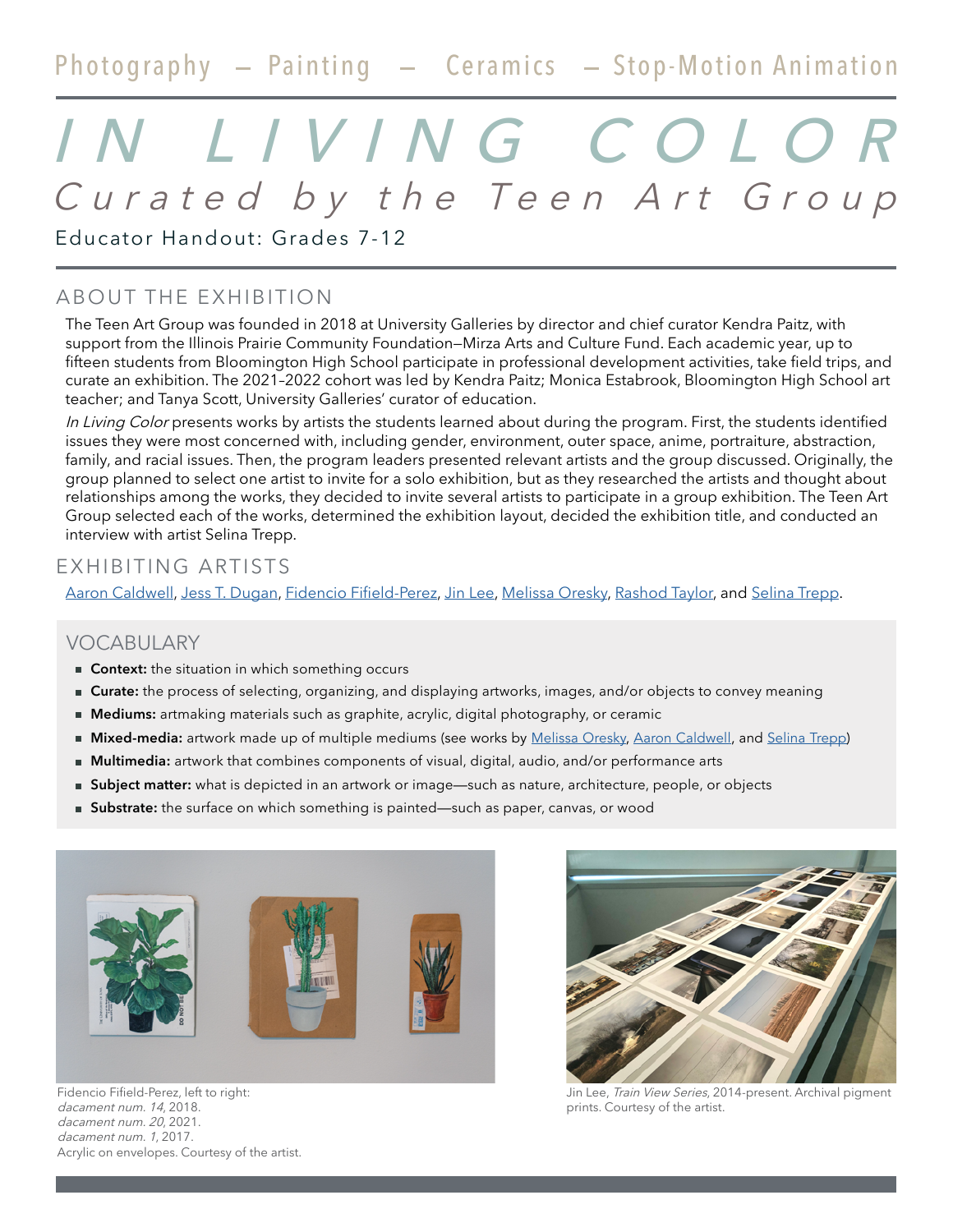Photography — Painting — Ceramics — Stop-Motion Animation

# *IN LIVING COLOR*

## *Curated by the Teen Art Group*

Educator Handout: Grades 7-12

## ABOUT THE EXHIBITION

The Teen Art Group was founded in 2018 at University Galleries by director and chief curator Kendra Paitz, with support from the Illinois Prairie Community Foundation—Mirza Arts and Culture Fund. Each academic year, up to fifteen students from Bloomington High School participate in professional development activities, take field trips, and curate an exhibition. The 2021–2022 cohort was led by Kendra Paitz; Monica Estabrook, Bloomington High School art teacher; and Tanya Scott, University Galleries' curator of education.

*In Living Color* presents works by artists the students learned about during the program. First, the students identified issues they were most concerned with, including gender, environment, outer space, anime, portraiture, abstraction, family, and racial issues. Then, the program leaders presented relevant artists and the group discussed. Originally, the group planned to select one artist to invite for a solo exhibition, but as they researched the artists and thought about relationships among the works, they decided to invite several artists to participate in a group exhibition. The Teen Art Group selected each of the works, determined the exhibition layout, decided the exhibition title, and conducted an interview with artist Selina Trepp.

## EXHIBITING ARTISTS

Aaron Caldwell, Jess T. Dugan, Fidencio Fifield-Perez, Jin Lee, Melissa Oresky, Rashod Taylor, and Selina Trepp.

## VOCABULARY

- **Context:** the situation in which something occurs
- **Curate:** the process of selecting, organizing, and displaying artworks, images, and/or objects to convey meaning
- **Mediums:** artmaking materials such as graphite, acrylic, digital photography, or ceramic
- **Mixed-media:** artwork made up of multiple mediums (see works by Melissa Oresky, Aaron Caldwell, and Selina Trepp)
- **Multimedia:** artwork that combines components of visual, digital, audio, and/or performance arts
- **Subject matter:** what is depicted in an artwork or image—such as nature, architecture, people, or objects
- **Substrate:** the surface on which something is painted—such as paper, canvas, or wood

Fidencio Fifield-Perez, left to right:
*dacament num. 14*, 2018.
*dacament num. 20*, 2021.
*dacament num. 1*, 2017.
Acrylic on envelopes. Courtesy of the artist.

Jin Lee, *Train View Series*, 2014-present. Archival pigment prints. Courtesy of the artist.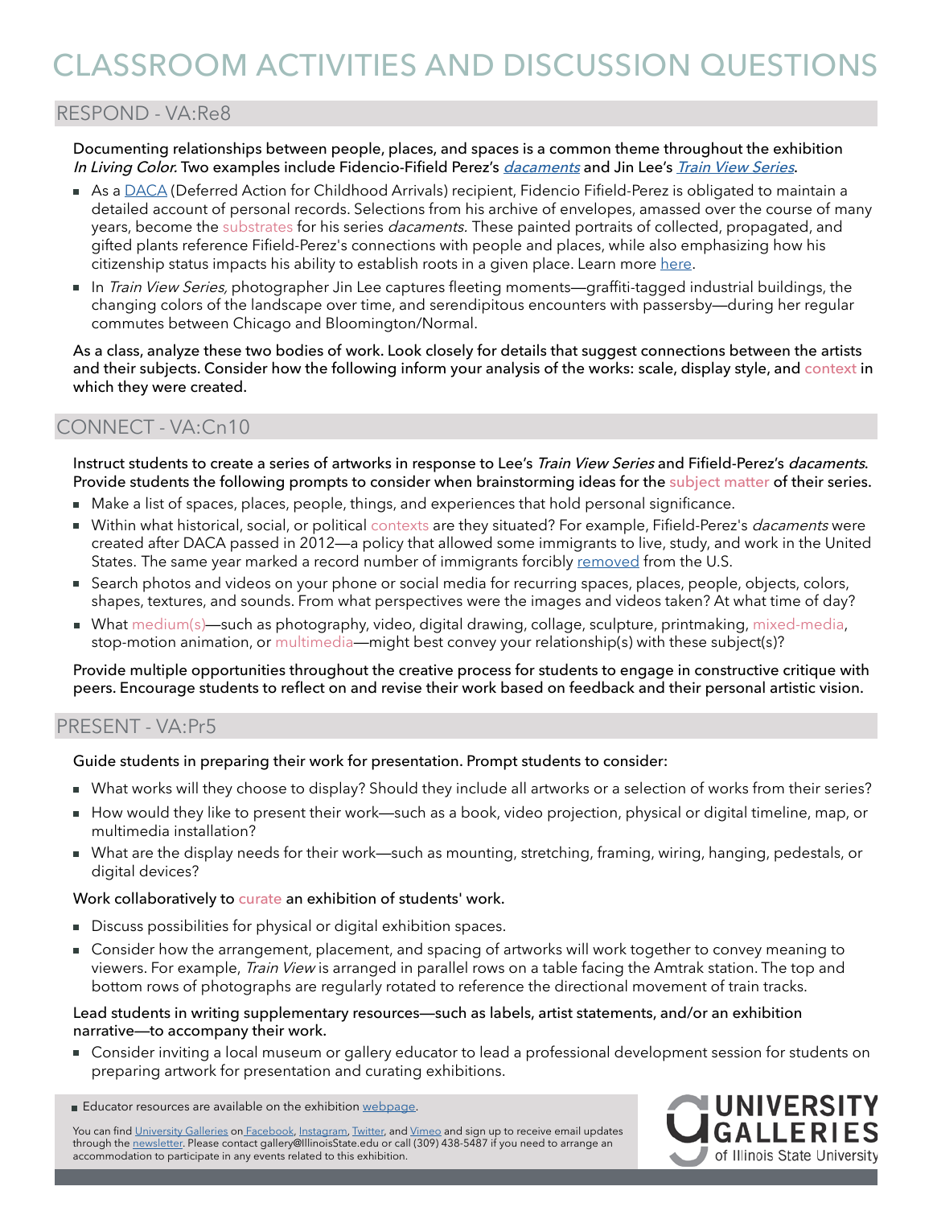# CLASSROOM ACTIVITIES AND DISCUSSION QUESTIONS

## RESPOND - VA:Re8

**Documenting relationships between people, places, and spaces is a common theme throughout the exhibition *In Living Color.* Two examples include Fidencio-Fifield Perez's *dacaments* and Jin Lee's *Train View Series*.**

- As a DACA (Deferred Action for Childhood Arrivals) recipient, Fidencio Fifield-Perez is obligated to maintain a detailed account of personal records. Selections from his archive of envelopes, amassed over the course of many years, become the substrates for his series *dacaments.* These painted portraits of collected, propagated, and gifted plants reference Fifield-Perez's connections with people and places, while also emphasizing how his citizenship status impacts his ability to establish roots in a given place. Learn more here.
- In *Train View Series,* photographer Jin Lee captures fleeting moments—graffiti-tagged industrial buildings, the changing colors of the landscape over time, and serendipitous encounters with passersby—during her regular commutes between Chicago and Bloomington/Normal.

**As a class, analyze these two bodies of work. Look closely for details that suggest connections between the artists and their subjects. Consider how the following inform your analysis of the works: scale, display style, and context in which they were created.**

## CONNECT - VA:Cn10

**Instruct students to create a series of artworks in response to Lee's *Train View Series* and Fifield-Perez's *dacaments*. Provide students the following prompts to consider when brainstorming ideas for the subject matter of their series.**

- Make a list of spaces, places, people, things, and experiences that hold personal significance.
- Within what historical, social, or political contexts are they situated? For example, Fifield-Perez's *dacaments* were created after DACA passed in 2012—a policy that allowed some immigrants to live, study, and work in the United States. The same year marked a record number of immigrants forcibly removed from the U.S.
- Search photos and videos on your phone or social media for recurring spaces, places, people, objects, colors, shapes, textures, and sounds. From what perspectives were the images and videos taken? At what time of day?
- What medium(s)—such as photography, video, digital drawing, collage, sculpture, printmaking, mixed-media, stop-motion animation, or multimedia—might best convey your relationship(s) with these subject(s)?

**Provide multiple opportunities throughout the creative process for students to engage in constructive critique with peers. Encourage students to reflect on and revise their work based on feedback and their personal artistic vision.**

## PRESENT - VA:Pr5

**Guide students in preparing their work for presentation. Prompt students to consider:**

- What works will they choose to display? Should they include all artworks or a selection of works from their series?
- How would they like to present their work—such as a book, video projection, physical or digital timeline, map, or multimedia installation?
- What are the display needs for their work—such as mounting, stretching, framing, wiring, hanging, pedestals, or digital devices?

**Work collaboratively to curate an exhibition of students' work.**

- Discuss possibilities for physical or digital exhibition spaces.
- Consider how the arrangement, placement, and spacing of artworks will work together to convey meaning to viewers. For example, *Train View* is arranged in parallel rows on a table facing the Amtrak station. The top and bottom rows of photographs are regularly rotated to reference the directional movement of train tracks.

**Lead students in writing supplementary resources—such as labels, artist statements, and/or an exhibition narrative—to accompany their work.**

- Consider inviting a local museum or gallery educator to lead a professional development session for students on preparing artwork for presentation and curating exhibitions.

- Educator resources are available on the exhibition webpage.

You can find University Galleries on Facebook, Instagram, Twitter, and Vimeo and sign up to receive email updates through the newsletter. Please contact gallery@IllinoisState.edu or call (309) 438-5487 if you need to arrange an accommodation to participate in any events related to this exhibition.

UNIVERSITY GALLERIES of Illinois State University